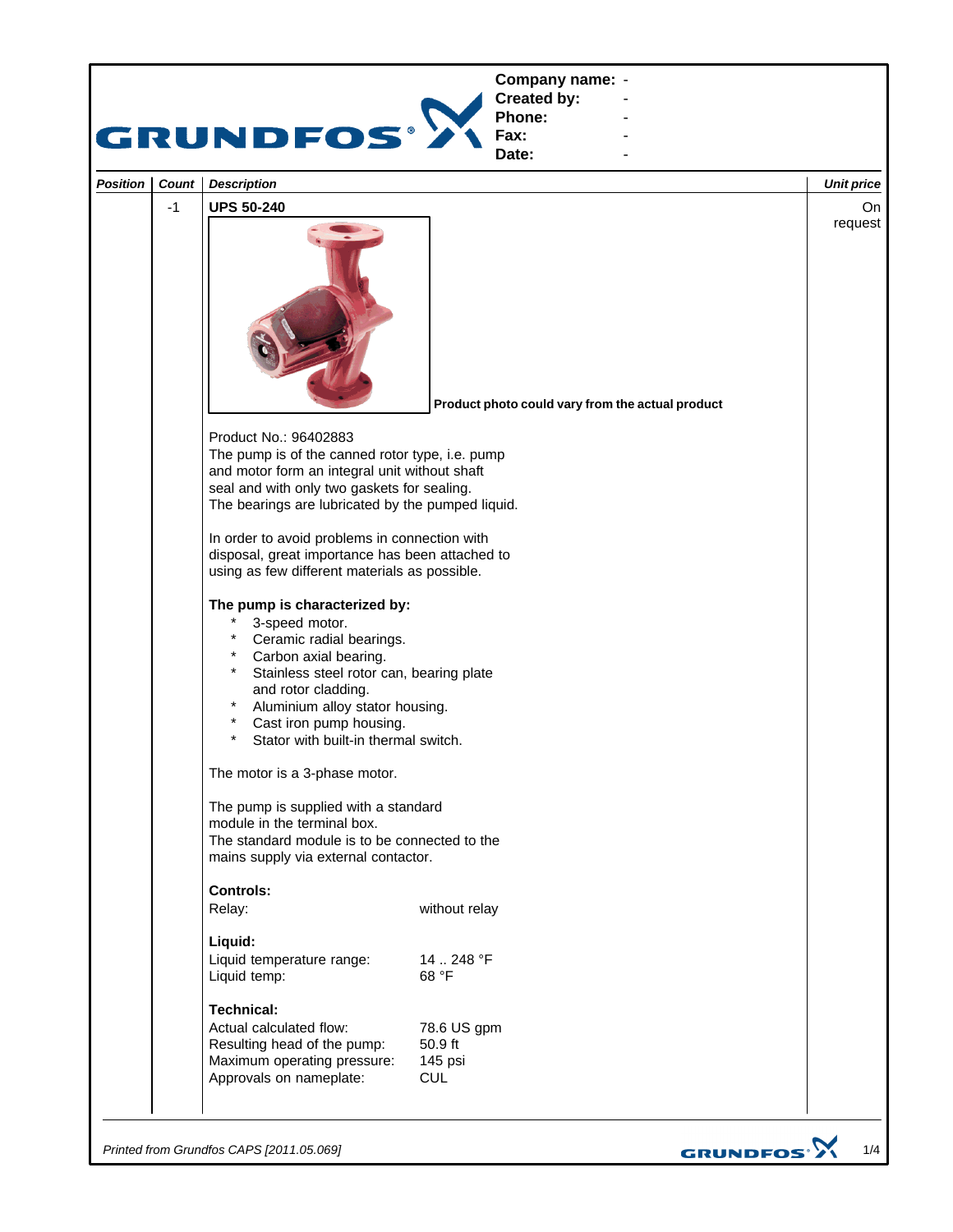**Company name:** -
**Created by:** -
**Phone:** -
**Fax:** -
**Date:** -

| Position | Count | Description | Unit price |
|---|---|---|---|
| | -1 | **UPS 50-240** | On request |

**Product photo could vary from the actual product**

Product No.: 96402883
The pump is of the canned rotor type, i.e. pump and motor form an integral unit without shaft seal and with only two gaskets for sealing.
The bearings are lubricated by the pumped liquid.

In order to avoid problems in connection with disposal, great importance has been attached to using as few different materials as possible.

**The pump is characterized by:**

- 3-speed motor.
- Ceramic radial bearings.
- Carbon axial bearing.
- Stainless steel rotor can, bearing plate and rotor cladding.
- Aluminium alloy stator housing.
- Cast iron pump housing.
- Stator with built-in thermal switch.

The motor is a 3-phase motor.

The pump is supplied with a standard module in the terminal box.
The standard module is to be connected to the mains supply via external contactor.

**Controls:**

Relay: without relay

**Liquid:**

Liquid temperature range: 14 .. 248 °F
Liquid temp: 68 °F

**Technical:**

Actual calculated flow: 78.6 US gpm
Resulting head of the pump: 50.9 ft
Maximum operating pressure: 145 psi
Approvals on nameplate: CUL

*Printed from Grundfos CAPS [2011.05.069]*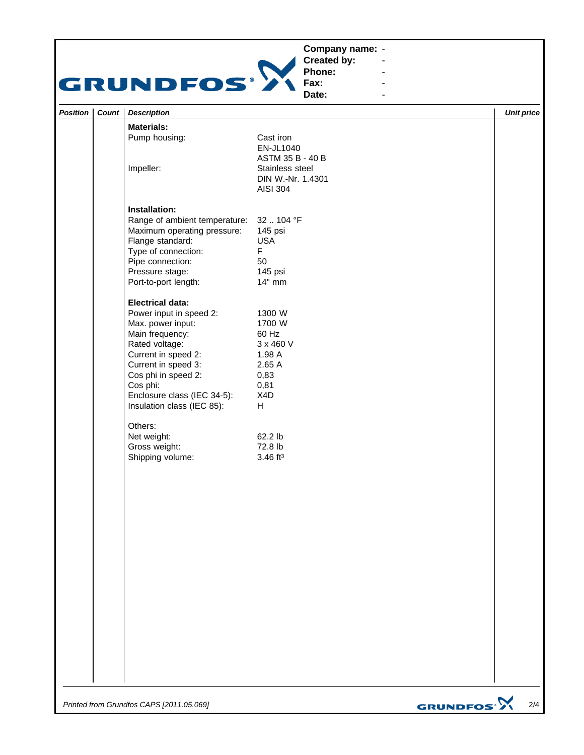**Company name:** -
**Created by:** -
**Phone:** -
**Fax:** -
**Date:** -

| *Position* | *Count* | *Description* | *Unit price* |
|---|---|---|---|

**Materials:**

| | |
|---|---|
| Pump housing: | Cast iron<br>EN-JL1040<br>ASTM 35 B - 40 B |
| Impeller: | Stainless steel<br>DIN W.-Nr. 1.4301<br>AISI 304 |

**Installation:**

| | |
|---|---|
| Range of ambient temperature: | 32 .. 104 °F |
| Maximum operating pressure: | 145 psi |
| Flange standard: | USA |
| Type of connection: | F |
| Pipe connection: | 50 |
| Pressure stage: | 145 psi |
| Port-to-port length: | 14" mm |

**Electrical data:**

| | |
|---|---|
| Power input in speed 2: | 1300 W |
| Max. power input: | 1700 W |
| Main frequency: | 60 Hz |
| Rated voltage: | 3 x 460 V |
| Current in speed 2: | 1.98 A |
| Current in speed 3: | 2.65 A |
| Cos phi in speed 2: | 0,83 |
| Cos phi: | 0,81 |
| Enclosure class (IEC 34-5): | X4D |
| Insulation class (IEC 85): | H |

Others:

| | |
|---|---|
| Net weight: | 62.2 lb |
| Gross weight: | 72.8 lb |
| Shipping volume: | 3.46 ft³ |

*Printed from Grundfos CAPS [2011.05.069]*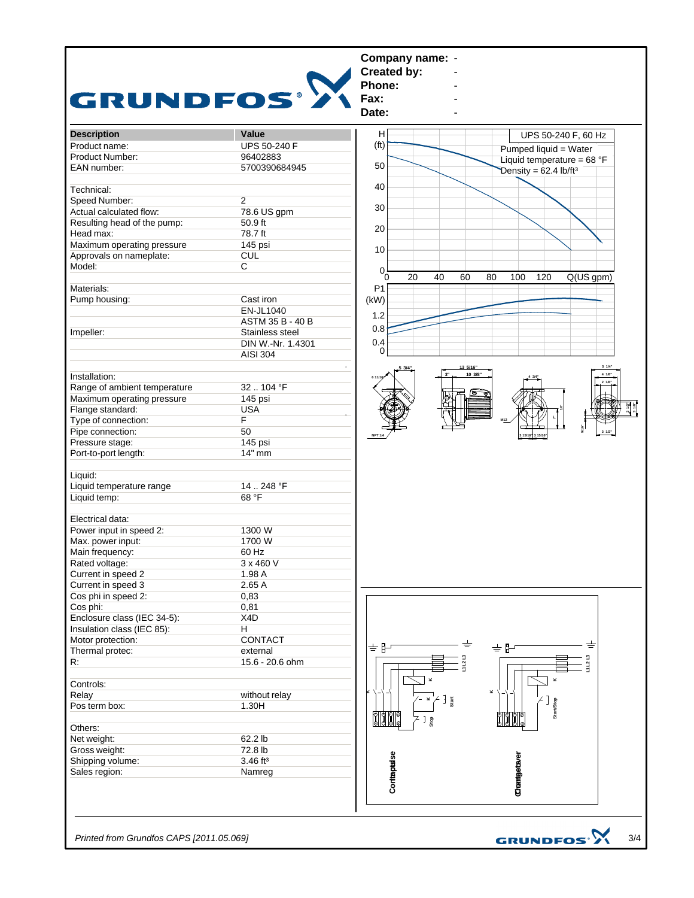**Company name:** -
**Created by:** -
**Phone:** -
**Fax:** -
**Date:** -

| Description | Value |
|---|---|
| Product name: | UPS 50-240 F |
| Product Number: | 96402883 |
| EAN number: | 5700390684945 |
| | |
| Technical: | |
| Speed Number: | 2 |
| Actual calculated flow: | 78.6 US gpm |
| Resulting head of the pump: | 50.9 ft |
| Head max: | 78.7 ft |
| Maximum operating pressure | 145 psi |
| Approvals on nameplate: | CUL |
| Model: | C |
| | |
| Materials: | |
| Pump housing: | Cast iron |
| | EN-JL1040 |
| | ASTM 35 B - 40 B |
| Impeller: | Stainless steel |
| | DIN W.-Nr. 1.4301 |
| | AISI 304 |
| | |
| Installation: | |
| Range of ambient temperature | 32 .. 104 °F |
| Maximum operating pressure | 145 psi |
| Flange standard: | USA |
| Type of connection: | F |
| Pipe connection: | 50 |
| Pressure stage: | 145 psi |
| Port-to-port length: | 14" mm |
| | |
| Liquid: | |
| Liquid temperature range | 14 .. 248 °F |
| Liquid temp: | 68 °F |
| | |
| Electrical data: | |
| Power input in speed 2: | 1300 W |
| Max. power input: | 1700 W |
| Main frequency: | 60 Hz |
| Rated voltage: | 3 x 460 V |
| Current in speed 2 | 1.98 A |
| Current in speed 3 | 2.65 A |
| Cos phi in speed 2: | 0,83 |
| Cos phi: | 0,81 |
| Enclosure class (IEC 34-5): | X4D |
| Insulation class (IEC 85): | H |
| Motor protection: | CONTACT |
| Thermal protec: | external |
| R: | 15.6 - 20.6 ohm |
| | |
| Controls: | |
| Relay | without relay |
| Pos term box: | 1.30H |
| | |
| Others: | |
| Net weight: | 62.2 lb |
| Gross weight: | 72.8 lb |
| Shipping volume: | 3.46 ft³ |
| Sales region: | Namreg |

UPS 50-240 F, 60 Hz
Pumped liquid = Water
Liquid temperature = 68 °F
Density = 62.4 lb/ft³

H (ft)
0, 10, 20, 30, 40, 50
0, 20, 40, 60, 80, 100, 120 Q(US gpm)

P1 (kW)
0, 0.4, 0.8, 1.2

5 3/4"
6 11/16"
NPT 1/4
13 5/16"
10 3/8"
3"
4 3/4"
M12
3 15/16"
3 15/16"
5 1/4"
4 1/8"
2 1/8"
3 1/2"

L1 L2 L3
K
Start
Stop
Start/Stop
Contact pulse
Changeover

*Printed from Grundfos CAPS [2011.05.069]*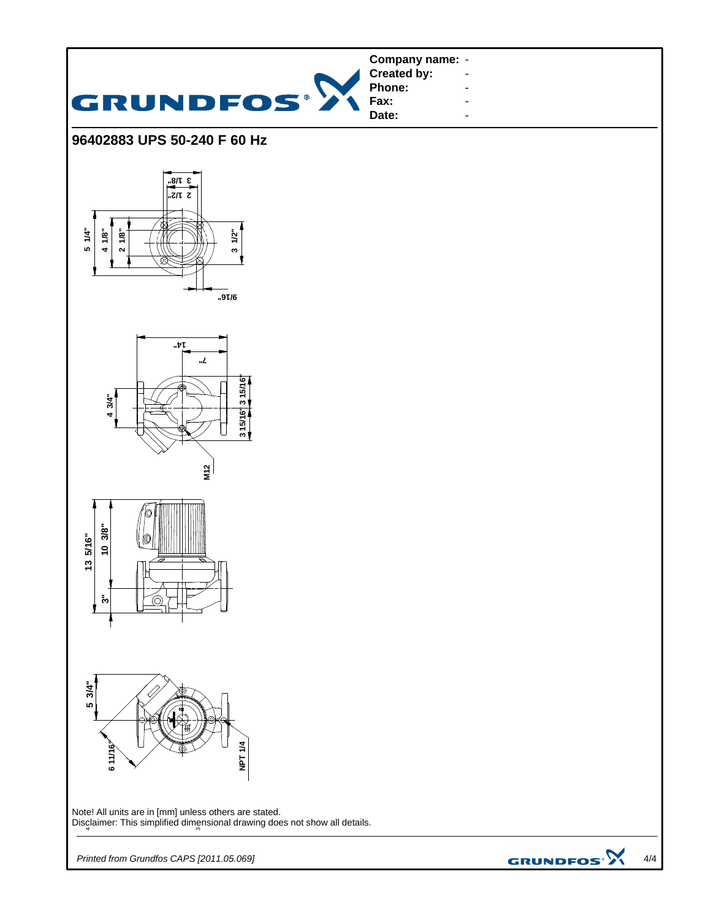**Company name:** -
**Created by:** -
**Phone:** -
**Fax:** -
**Date:** -

## 96402883 UPS 50-240 F 60 Hz

3 1/8"
2 1/2"
5 1/4"
4 1/8"
2 1/8"
3 1/2"
9/16"

14"
7"
4 3/4"
3 15/16"
3 15/16"
M12

13 5/16"
10 3/8"
3"

5 3/4"
6 11/16"
NPT 1/4

Note! All units are in [mm] unless others are stated.
Disclaimer: This simplified dimensional drawing does not show all details.

*Printed from Grundfos CAPS [2011.05.069]*